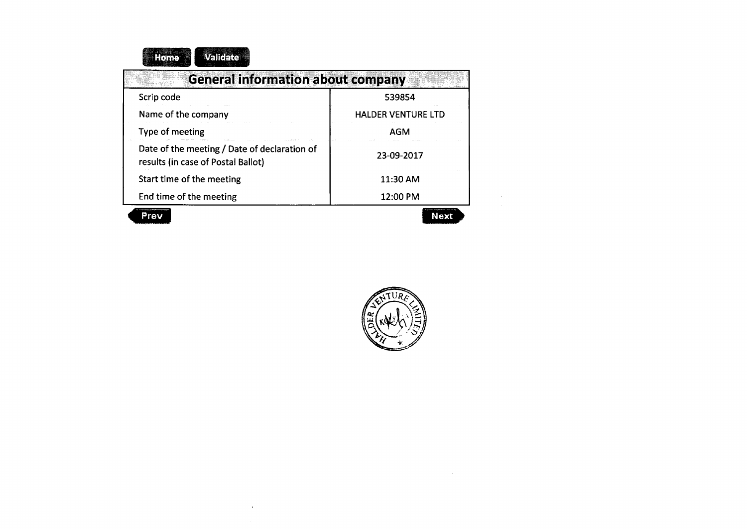| General information about company | |
|---|---|
| Scrip code | 539854 |
| Name of the company | HALDER VENTURE LTD |
| Type of meeting | AGM |
| Date of the meeting / Date of declaration of results (in case of Postal Ballot) | 23-09-2017 |
| Start time of the meeting | 11:30 AM |
| End time of the meeting | 12:00 PM |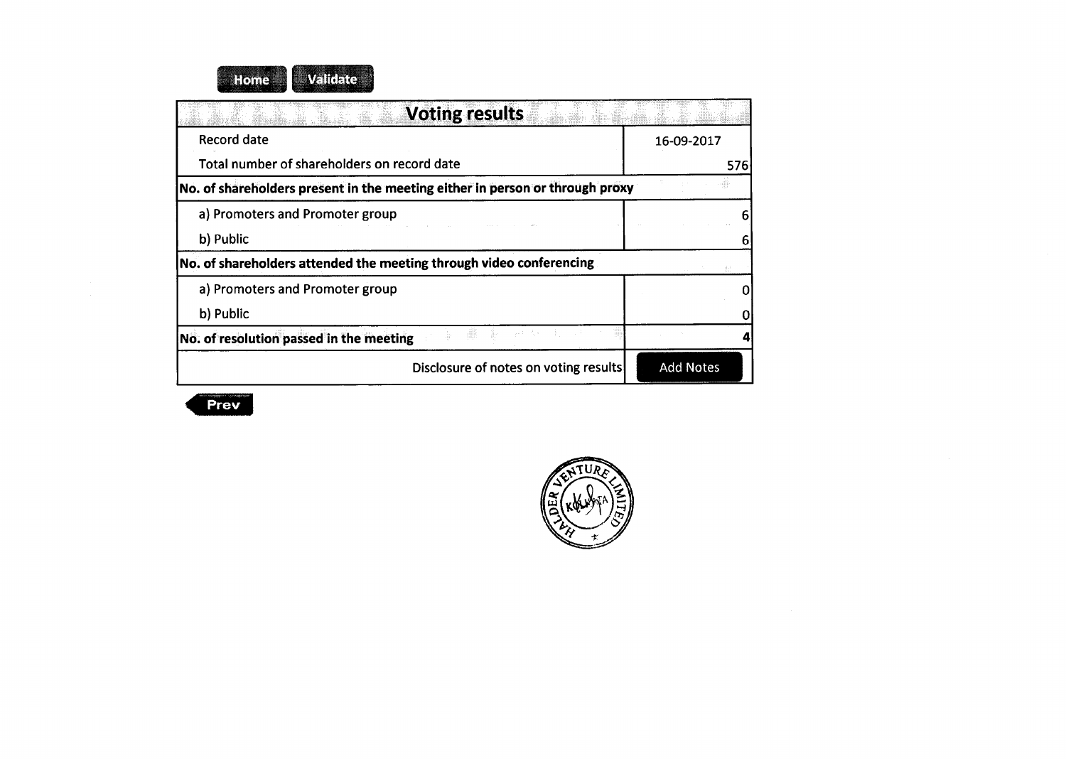Home Validate

| Voting results | |
|---|---|
| Record date | 16-09-2017 |
| Total number of shareholders on record date | 576 |
| **No. of shareholders present in the meeting either in person or through proxy** | |
| a) Promoters and Promoter group | 6 |
| b) Public | 6 |
| **No. of shareholders attended the meeting through video conferencing** | |
| a) Promoters and Promoter group | 0 |
| b) Public | 0 |
| **No. of resolution passed in the meeting** | **4** |
| Disclosure of notes on voting results | Add Notes |

Prev

HALDER VENTURE LIMITED KOLKATA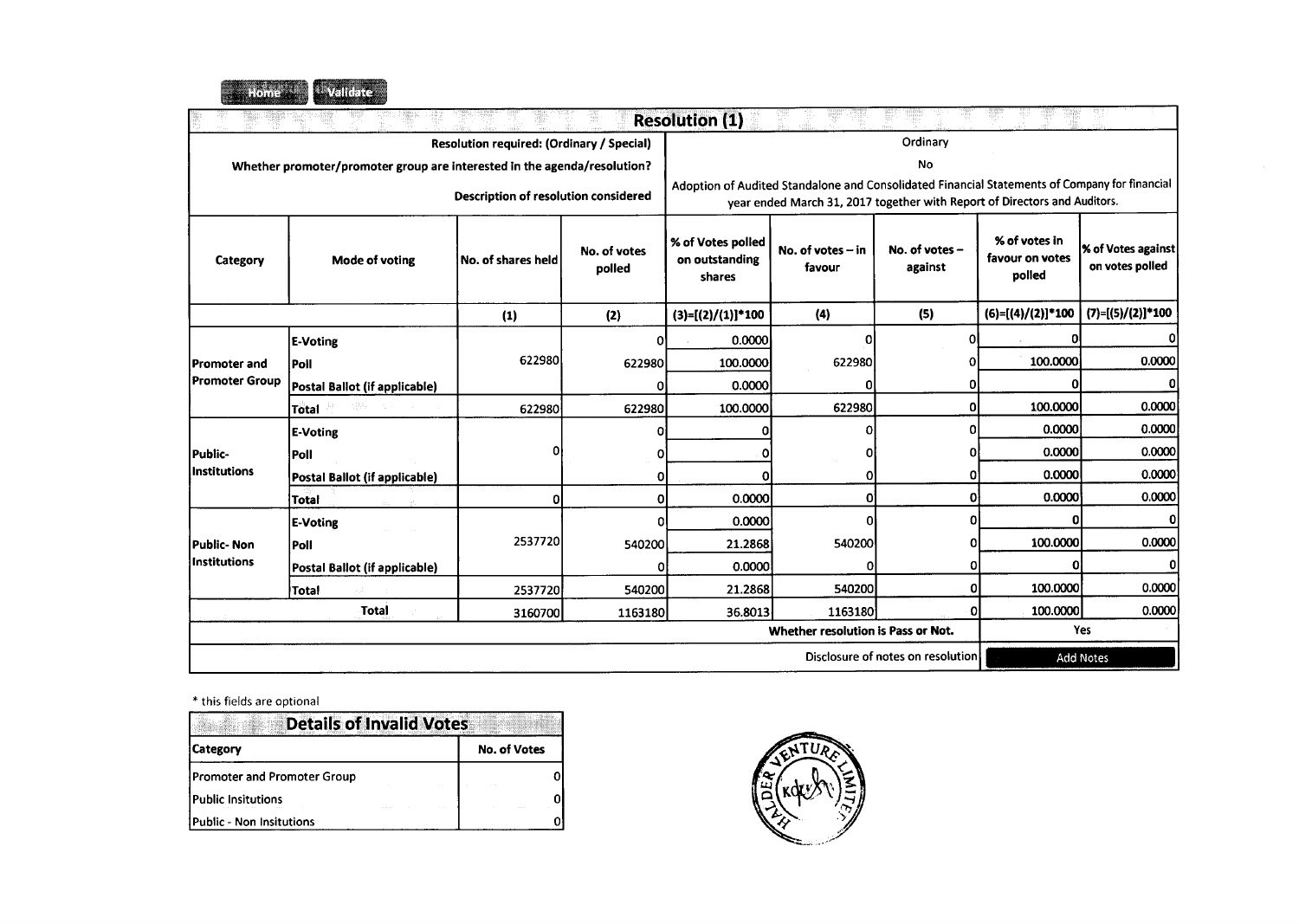Home | Validate

## Resolution (1)

| | |
|---|---|
| Resolution required: (Ordinary / Special) | Ordinary |
| Whether promoter/promoter group are interested in the agenda/resolution? | No |
| Description of resolution considered | Adoption of Audited Standalone and Consolidated Financial Statements of Company for financial year ended March 31, 2017 together with Report of Directors and Auditors. |

| Category | Mode of voting | No. of shares held | No. of votes polled | % of Votes polled on outstanding shares | No. of votes – in favour | No. of votes – against | % of votes in favour on votes polled | % of Votes against on votes polled |
|---|---|---|---|---|---|---|---|---|
| | | (1) | (2) | (3)=[(2)/(1)]*100 | (4) | (5) | (6)=[(4)/(2)]*100 | (7)=[(5)/(2)]*100 |
| Promoter and Promoter Group | E-Voting | 622980 | 0 | 0.0000 | 0 | 0 | 0 | 0 |
| | Poll | | 622980 | 100.0000 | 622980 | 0 | 100.0000 | 0.0000 |
| | Postal Ballot (if applicable) | | 0 | 0.0000 | 0 | 0 | 0 | 0 |
| | Total | 622980 | 622980 | 100.0000 | 622980 | 0 | 100.0000 | 0.0000 |
| Public-Institutions | E-Voting | 0 | 0 | 0 | 0 | 0 | 0.0000 | 0.0000 |
| | Poll | | 0 | 0 | 0 | 0 | 0.0000 | 0.0000 |
| | Postal Ballot (if applicable) | | 0 | 0 | 0 | 0 | 0.0000 | 0.0000 |
| | Total | 0 | 0 | 0.0000 | 0 | 0 | 0.0000 | 0.0000 |
| Public- Non Institutions | E-Voting | 2537720 | 0 | 0.0000 | 0 | 0 | 0 | 0 |
| | Poll | | 540200 | 21.2868 | 540200 | 0 | 100.0000 | 0.0000 |
| | Postal Ballot (if applicable) | | 0 | 0.0000 | 0 | 0 | 0 | 0 |
| | Total | 2537720 | 540200 | 21.2868 | 540200 | 0 | 100.0000 | 0.0000 |
| Total | | 3160700 | 1163180 | 36.8013 | 1163180 | 0 | 100.0000 | 0.0000 |
| | | | | | Whether resolution is Pass or Not. | | Yes | |
| | | | | | Disclosure of notes on resolution | | Add Notes | |

* this fields are optional

### Details of Invalid Votes

| Category | No. of Votes |
|---|---|
| Promoter and Promoter Group | 0 |
| Public Insitutions | 0 |
| Public - Non Insitutions | 0 |

HALDER VENTURE LIMITED KOLKATA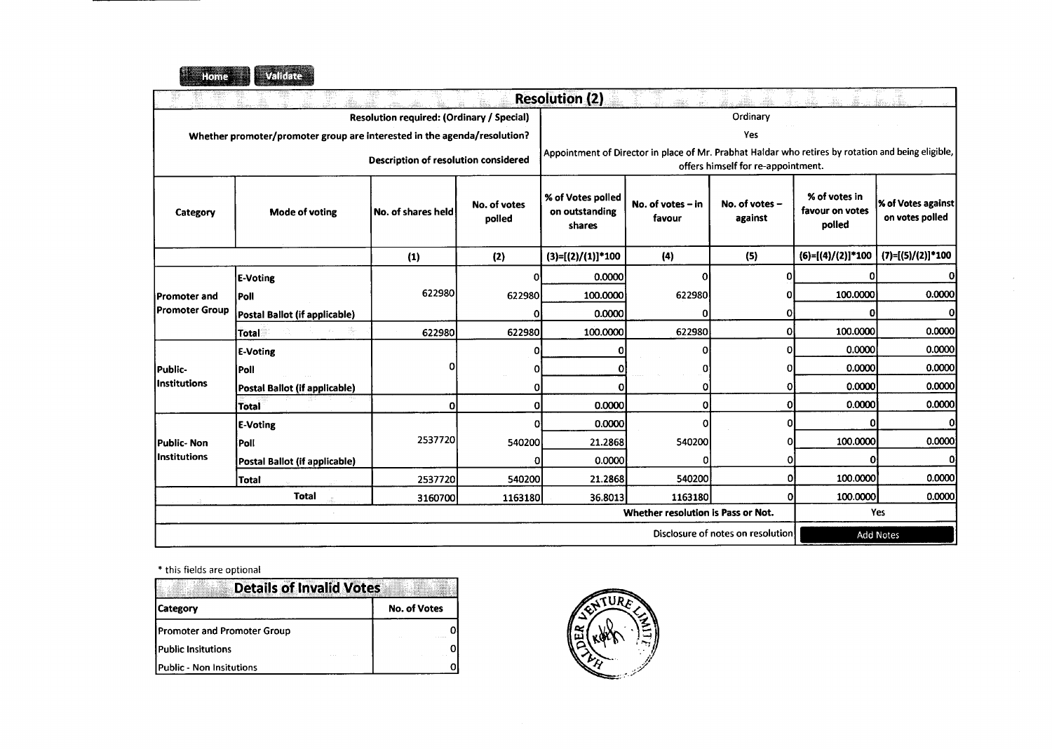Home Validate

| Resolution (2) | | | | | | | | |
|---|---|---|---|---|---|---|---|---|
| Resolution required: (Ordinary / Special) | | | | Ordinary | | | | |
| Whether promoter/promoter group are interested in the agenda/resolution? | | | | Yes | | | | |
| Description of resolution considered | | | | Appointment of Director in place of Mr. Prabhat Haldar who retires by rotation and being eligible, offers himself for re-appointment. | | | | |
| Category | Mode of voting | No. of shares held | No. of votes polled | % of Votes polled on outstanding shares | No. of votes – in favour | No. of votes – against | % of votes in favour on votes polled | % of Votes against on votes polled |
| | | (1) | (2) | (3)=[(2)/(1)]*100 | (4) | (5) | (6)=[(4)/(2)]*100 | (7)=[(5)/(2)]*100 |
| Promoter and Promoter Group | E-Voting | 622980 | 0 | 0.0000 | 0 | 0 | 0 | 0 |
| | Poll | | 622980 | 100.0000 | 622980 | 0 | 100.0000 | 0.0000 |
| | Postal Ballot (if applicable) | | 0 | 0.0000 | 0 | 0 | 0 | 0 |
| | Total | 622980 | 622980 | 100.0000 | 622980 | 0 | 100.0000 | 0.0000 |
| Public- Institutions | E-Voting | 0 | 0 | 0 | 0 | 0 | 0.0000 | 0.0000 |
| | Poll | | 0 | 0 | 0 | 0 | 0.0000 | 0.0000 |
| | Postal Ballot (if applicable) | | 0 | 0 | 0 | 0 | 0.0000 | 0.0000 |
| | Total | 0 | 0 | 0.0000 | 0 | 0 | 0.0000 | 0.0000 |
| Public- Non Institutions | E-Voting | 2537720 | 0 | 0.0000 | 0 | 0 | 0 | 0 |
| | Poll | | 540200 | 21.2868 | 540200 | 0 | 100.0000 | 0.0000 |
| | Postal Ballot (if applicable) | | 0 | 0.0000 | 0 | 0 | 0 | 0 |
| | Total | 2537720 | 540200 | 21.2868 | 540200 | 0 | 100.0000 | 0.0000 |
| Total | | 3160700 | 1163180 | 36.8013 | 1163180 | 0 | 100.0000 | 0.0000 |
| | | | | | Whether resolution is Pass or Not. | | Yes | |
| | | | | | Disclosure of notes on resolution | | Add Notes | |

\* this fields are optional

| Details of Invalid Votes | |
|---|---|
| Category | No. of Votes |
| Promoter and Promoter Group | 0 |
| Public Insitutions | 0 |
| Public - Non Insitutions | 0 |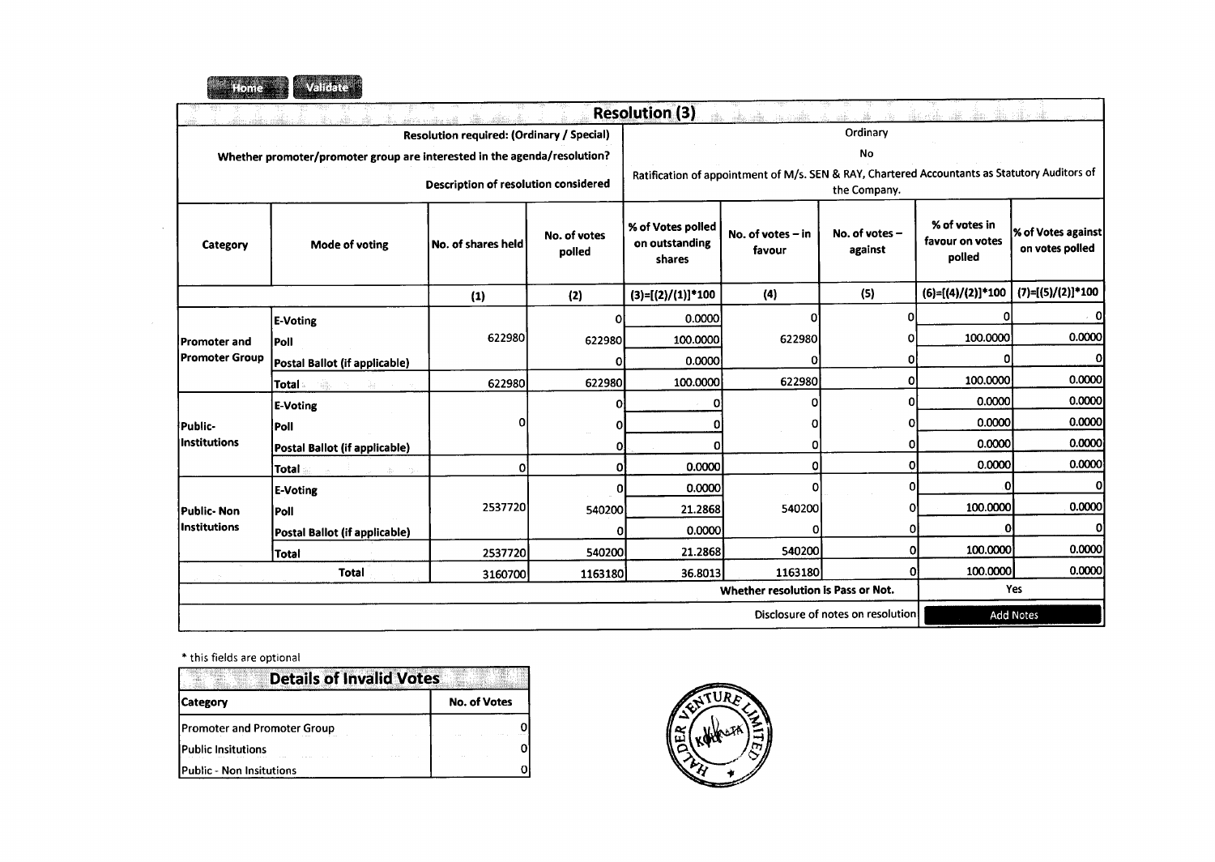Home Validate

## Resolution (3)

| | | | | | | | | |
|---|---|---|---|---|---|---|---|---|
| Resolution required: (Ordinary / Special) | | | | Ordinary | | | | |
| Whether promoter/promoter group are interested in the agenda/resolution? | | | | No | | | | |
| Description of resolution considered | | | | Ratification of appointment of M/s. SEN & RAY, Chartered Accountants as Statutory Auditors of the Company. | | | | |
| Category | Mode of voting | No. of shares held | No. of votes polled | % of Votes polled on outstanding shares | No. of votes – in favour | No. of votes – against | % of votes in favour on votes polled | % of Votes against on votes polled |
| | | (1) | (2) | (3)=[(2)/(1)]*100 | (4) | (5) | (6)=[(4)/(2)]*100 | (7)=[(5)/(2)]*100 |
| Promoter and Promoter Group | E-Voting | 622980 | 0 | 0.0000 | 0 | 0 | 0 | 0 |
| | Poll | | 622980 | 100.0000 | 622980 | 0 | 100.0000 | 0.0000 |
| | Postal Ballot (if applicable) | | 0 | 0.0000 | 0 | 0 | 0 | 0 |
| | Total | 622980 | 622980 | 100.0000 | 622980 | 0 | 100.0000 | 0.0000 |
| Public- Institutions | E-Voting | 0 | 0 | 0 | 0 | 0 | 0.0000 | 0.0000 |
| | Poll | | 0 | 0 | 0 | 0 | 0.0000 | 0.0000 |
| | Postal Ballot (if applicable) | | 0 | 0 | 0 | 0 | 0.0000 | 0.0000 |
| | Total | 0 | 0 | 0.0000 | 0 | 0 | 0.0000 | 0.0000 |
| Public- Non Institutions | E-Voting | 2537720 | 0 | 0.0000 | 0 | 0 | 0 | 0 |
| | Poll | | 540200 | 21.2868 | 540200 | 0 | 100.0000 | 0.0000 |
| | Postal Ballot (if applicable) | | 0 | 0.0000 | 0 | 0 | 0 | 0 |
| | Total | 2537720 | 540200 | 21.2868 | 540200 | 0 | 100.0000 | 0.0000 |
| Total | | 3160700 | 1163180 | 36.8013 | 1163180 | 0 | 100.0000 | 0.0000 |
| | | | | | Whether resolution is Pass or Not. | | Yes | |
| | | | | | | Disclosure of notes on resolution | Add Notes | |

* this fields are optional

| Details of Invalid Votes | |
|---|---|
| Category | No. of Votes |
| Promoter and Promoter Group | 0 |
| Public Insitutions | 0 |
| Public - Non Insitutions | 0 |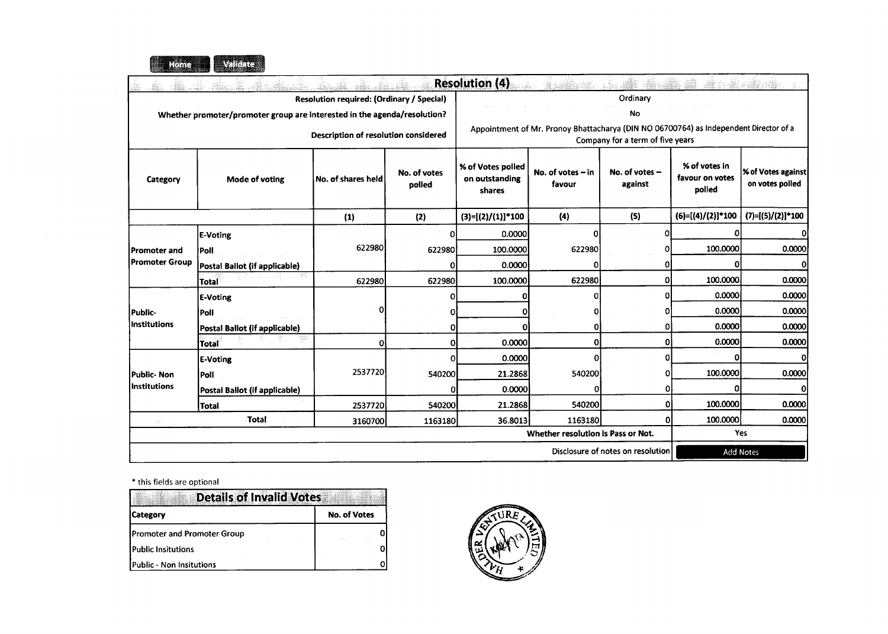## Resolution (4)

| | |
|---|---|
| Resolution required: (Ordinary / Special) | Ordinary |
| Whether promoter/promoter group are interested in the agenda/resolution? | No |
| Description of resolution considered | Appointment of Mr. Pronoy Bhattacharya (DIN NO 06700764) as Independent Director of a Company for a term of five years |

| Category | Mode of voting | No. of shares held | No. of votes polled | % of Votes polled on outstanding shares | No. of votes – in favour | No. of votes – against | % of votes in favour on votes polled | % of Votes against on votes polled |
|---|---|---|---|---|---|---|---|---|
| | | (1) | (2) | (3)=[(2)/(1)]*100 | (4) | (5) | (6)=[(4)/(2)]*100 | (7)=[(5)/(2)]*100 |
| Promoter and Promoter Group | E-Voting | 622980 | 0 | 0.0000 | 0 | 0 | 0 | 0 |
| | Poll | | 622980 | 100.0000 | 622980 | 0 | 100.0000 | 0.0000 |
| | Postal Ballot (if applicable) | | 0 | 0.0000 | 0 | 0 | 0 | 0 |
| | Total | 622980 | 622980 | 100.0000 | 622980 | 0 | 100.0000 | 0.0000 |
| Public-Institutions | E-Voting | 0 | 0 | 0 | 0 | 0 | 0.0000 | 0.0000 |
| | Poll | | 0 | 0 | 0 | 0 | 0.0000 | 0.0000 |
| | Postal Ballot (if applicable) | | 0 | 0 | 0 | 0 | 0.0000 | 0.0000 |
| | Total | 0 | 0 | 0.0000 | 0 | 0 | 0.0000 | 0.0000 |
| Public- Non Institutions | E-Voting | 2537720 | 0 | 0.0000 | 0 | 0 | 0 | 0 |
| | Poll | | 540200 | 21.2868 | 540200 | 0 | 100.0000 | 0.0000 |
| | Postal Ballot (if applicable) | | 0 | 0.0000 | 0 | 0 | 0 | 0 |
| | Total | 2537720 | 540200 | 21.2868 | 540200 | 0 | 100.0000 | 0.0000 |
| Total | | 3160700 | 1163180 | 36.8013 | 1163180 | 0 | 100.0000 | 0.0000 |
| | | | | | Whether resolution is Pass or Not. | | Yes | |
| | | | | | Disclosure of notes on resolution | | Add Notes | |

* this fields are optional

| Details of Invalid Votes | |
|---|---|
| Category | No. of Votes |
| Promoter and Promoter Group | 0 |
| Public Insitutions | 0 |
| Public - Non Insitutions | 0 |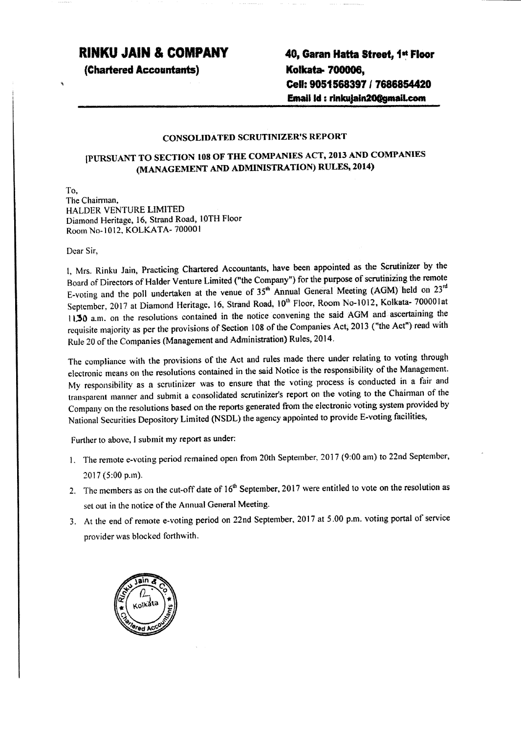# RINKU JAIN & COMPANY
**(Chartered Accountants)**

**40, Garan Hatta Street, 1st Floor**
**Kolkata- 700006,**
**Cell: 9051568397 / 7686854420**
**Email Id : rinkujain20@gmail.com**

## CONSOLIDATED SCRUTINIZER'S REPORT

### [PURSUANT TO SECTION 108 OF THE COMPANIES ACT, 2013 AND COMPANIES (MANAGEMENT AND ADMINISTRATION) RULES, 2014)

To,
The Chairman,
HALDER VENTURE LIMITED
Diamond Heritage, 16, Strand Road, 10TH Floor
Room No-1012, KOLKATA- 700001

Dear Sir,

I, Mrs. Rinku Jain, Practicing Chartered Accountants, have been appointed as the Scrutinizer by the Board of Directors of Halder Venture Limited ("the Company") for the purpose of scrutinizing the remote E-voting and the poll undertaken at the venue of 35th Annual General Meeting (AGM) held on 23rd September, 2017 at Diamond Heritage, 16, Strand Road, 10th Floor, Room No-1012, Kolkata- 700001at 11.30 a.m. on the resolutions contained in the notice convening the said AGM and ascertaining the requisite majority as per the provisions of Section 108 of the Companies Act, 2013 ("the Act") read with Rule 20 of the Companies (Management and Administration) Rules, 2014.

The compliance with the provisions of the Act and rules made there under relating to voting through electronic means on the resolutions contained in the said Notice is the responsibility of the Management. My responsibility as a scrutinizer was to ensure that the voting process is conducted in a fair and transparent manner and submit a consolidated scrutinizer's report on the voting to the Chairman of the Company on the resolutions based on the reports generated from the electronic voting system provided by National Securities Depository Limited (NSDL) the agency appointed to provide E-voting facilities,

Further to above, I submit my report as under:

1. The remote e-voting period remained open from 20th September, 2017 (9:00 am) to 22nd September, 2017 (5:00 p.m).
2. The members as on the cut-off date of 16th September, 2017 were entitled to vote on the resolution as set out in the notice of the Annual General Meeting.
3. At the end of remote e-voting period on 22nd September, 2017 at 5.00 p.m. voting portal of service provider was blocked forthwith.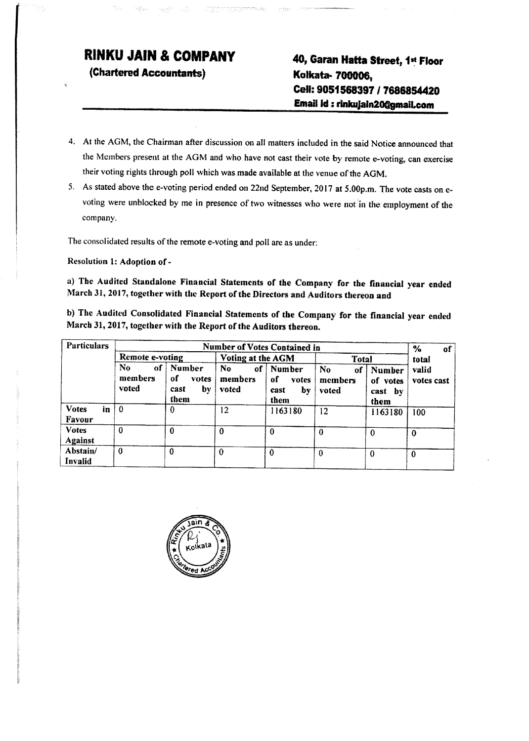# RINKU JAIN & COMPANY

**(Chartered Accountants)**

**40, Garan Hatta Street, 1st Floor**
**Kolkata- 700006,**
**Cell: 9051568397 / 7686854420**
**Email Id : rinkujain20@gmail.com**

4. At the AGM, the Chairman after discussion on all matters included in the said Notice announced that the Members present at the AGM and who have not cast their vote by remote e-voting, can exercise their voting rights through poll which was made available at the venue of the AGM.
5. As stated above the e-voting period ended on 22nd September, 2017 at 5.00p.m. The vote casts on e-voting were unblocked by me in presence of two witnesses who were not in the employment of the company.

The consolidated results of the remote e-voting and poll are as under:

**Resolution 1: Adoption of -**

**a) The Audited Standalone Financial Statements of the Company for the financial year ended March 31, 2017, together with the Report of the Directors and Auditors thereon and**

**b) The Audited Consolidated Financial Statements of the Company for the financial year ended March 31, 2017, together with the Report of the Auditors thereon.**

| Particulars | Number of Votes Contained in | | | | | | % of total valid votes cast |
|---|---|---|---|---|---|---|---|
| | Remote e-voting | | Voting at the AGM | | Total | | |
| | No of members voted | Number of votes cast by them | No of members voted | Number of votes cast by them | No of members voted | Number of votes cast by them | |
| Votes in Favour | 0 | 0 | 12 | 1163180 | 12 | 1163180 | 100 |
| Votes Against | 0 | 0 | 0 | 0 | 0 | 0 | 0 |
| Abstain/ Invalid | 0 | 0 | 0 | 0 | 0 | 0 | 0 |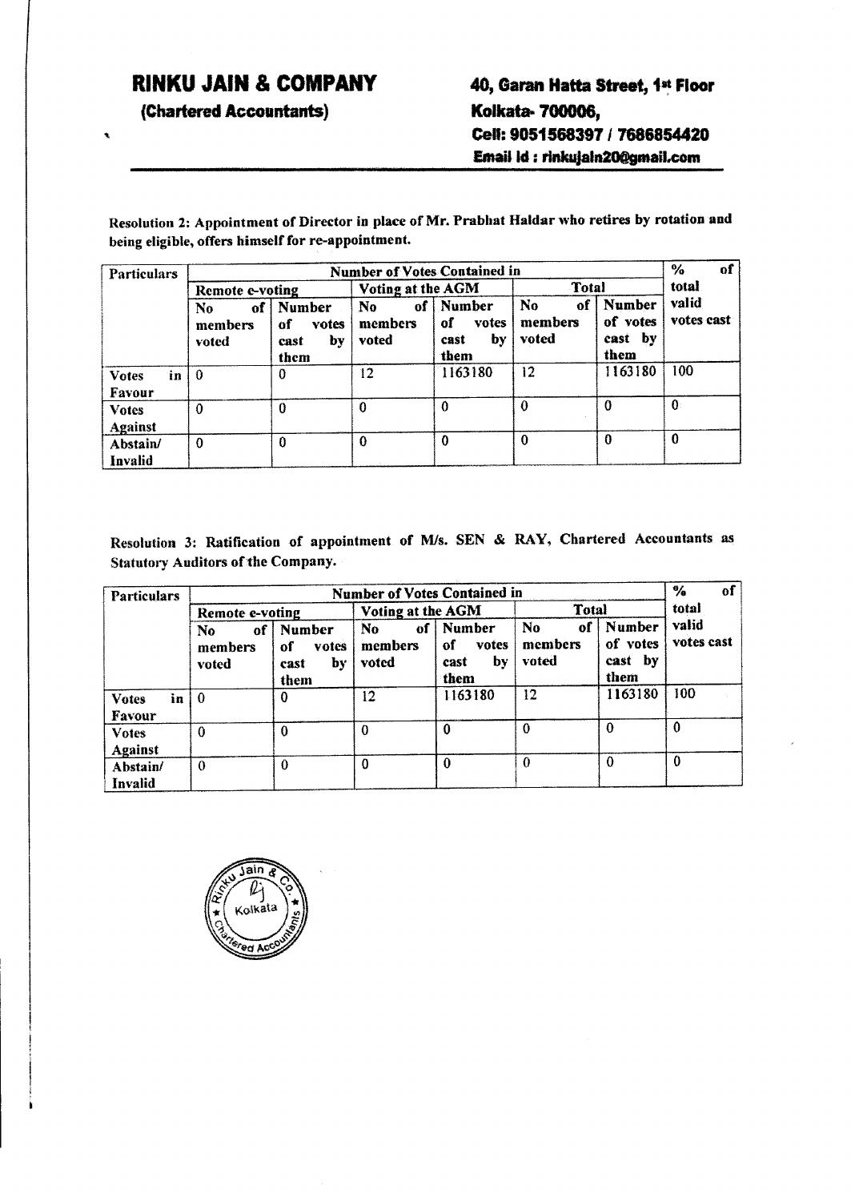**RINKU JAIN & COMPANY**
**(Chartered Accountants)**

**40, Garan Hatta Street, 1st Floor**
**Kolkata- 700006,**
**Cell: 9051568397 / 7686854420**
**Email Id : rinkujain20@gmail.com**

**Resolution 2: Appointment of Director in place of Mr. Prabhat Haldar who retires by rotation and being eligible, offers himself for re-appointment.**

| Particulars | Number of Votes Contained in | | | | | | % of total valid votes cast |
|---|---|---|---|---|---|---|---|
| | Remote e-voting | | Voting at the AGM | | Total | | |
| | No of members voted | Number of votes cast by them | No of members voted | Number of votes cast by them | No of members voted | Number of votes cast by them | |
| Votes in Favour | 0 | 0 | 12 | 1163180 | 12 | 1163180 | 100 |
| Votes Against | 0 | 0 | 0 | 0 | 0 | 0 | 0 |
| Abstain/ Invalid | 0 | 0 | 0 | 0 | 0 | 0 | 0 |

**Resolution 3: Ratification of appointment of M/s. SEN & RAY, Chartered Accountants as Statutory Auditors of the Company.**

| Particulars | Number of Votes Contained in | | | | | | % of total valid votes cast |
|---|---|---|---|---|---|---|---|
| | Remote e-voting | | Voting at the AGM | | Total | | |
| | No of members voted | Number of votes cast by them | No of members voted | Number of votes cast by them | No of members voted | Number of votes cast by them | |
| Votes in Favour | 0 | 0 | 12 | 1163180 | 12 | 1163180 | 100 |
| Votes Against | 0 | 0 | 0 | 0 | 0 | 0 | 0 |
| Abstain/ Invalid | 0 | 0 | 0 | 0 | 0 | 0 | 0 |

Rinku Jain & Co. Kolkata Chartered Accountants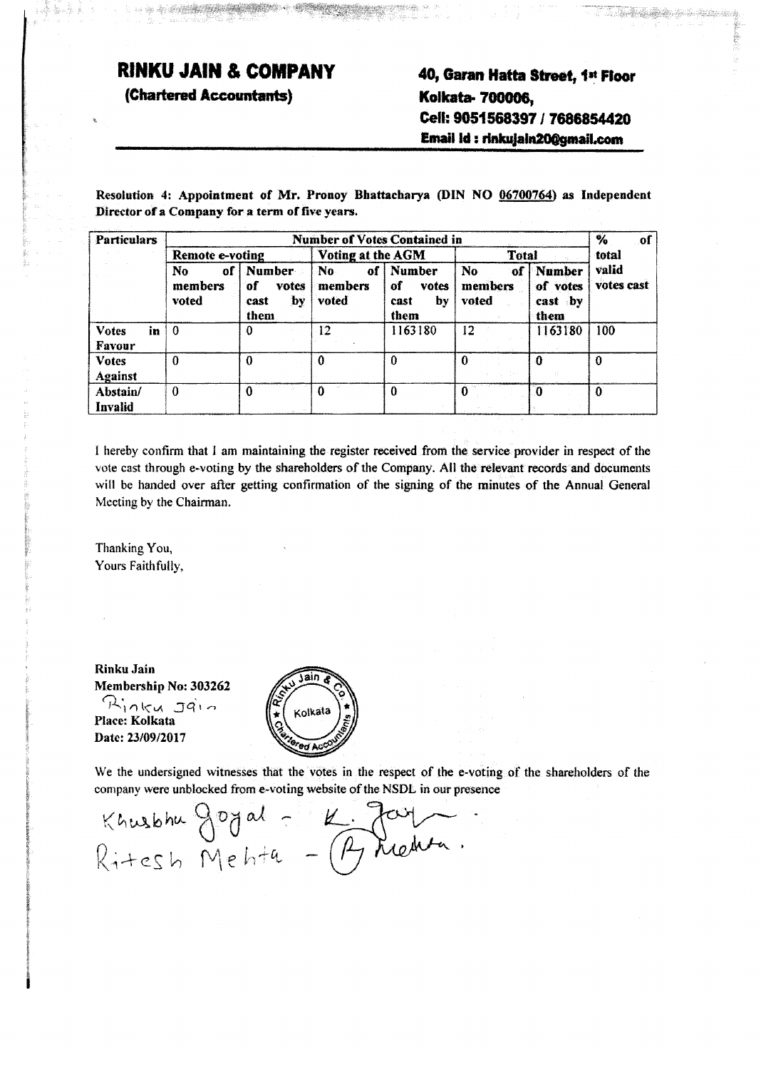# RINKU JAIN & COMPANY
**(Chartered Accountants)**

**40, Garan Hatta Street, 1st Floor**
**Kolkata- 700006,**
**Cell: 9051568397 / 7686854420**
**Email Id : rinkujain20@gmail.com**

**Resolution 4: Appointment of Mr. Pronoy Bhattacharya (DIN NO 06700764) as Independent Director of a Company for a term of five years.**

| Particulars | Number of Votes Contained in | | | | | | % of total valid votes cast |
|---|---|---|---|---|---|---|---|
| | Remote e-voting | | Voting at the AGM | | Total | | |
| | No of members voted | Number of votes cast by them | No of members voted | Number of votes cast by them | No of members voted | Number of votes cast by them | |
| Votes in Favour | 0 | 0 | 12 | 1163180 | 12 | 1163180 | 100 |
| Votes Against | 0 | 0 | 0 | 0 | 0 | 0 | 0 |
| Abstain/ Invalid | 0 | 0 | 0 | 0 | 0 | 0 | 0 |

I hereby confirm that I am maintaining the register received from the service provider in respect of the vote cast through e-voting by the shareholders of the Company. All the relevant records and documents will be handed over after getting confirmation of the signing of the minutes of the Annual General Meeting by the Chairman.

Thanking You,
Yours Faithfully,

**Rinku Jain**
**Membership No: 303262**
Rinku Jain
**Place: Kolkata**
**Date: 23/09/2017**

Rinku Jain & Co. Kolkata Chartered Accountants

We the undersigned witnesses that the votes in the respect of the e-voting of the shareholders of the company were unblocked from e-voting website of the NSDL in our presence

Khushbu Goyal - K. Goyal
Ritesh Mehta - R. Mehta.